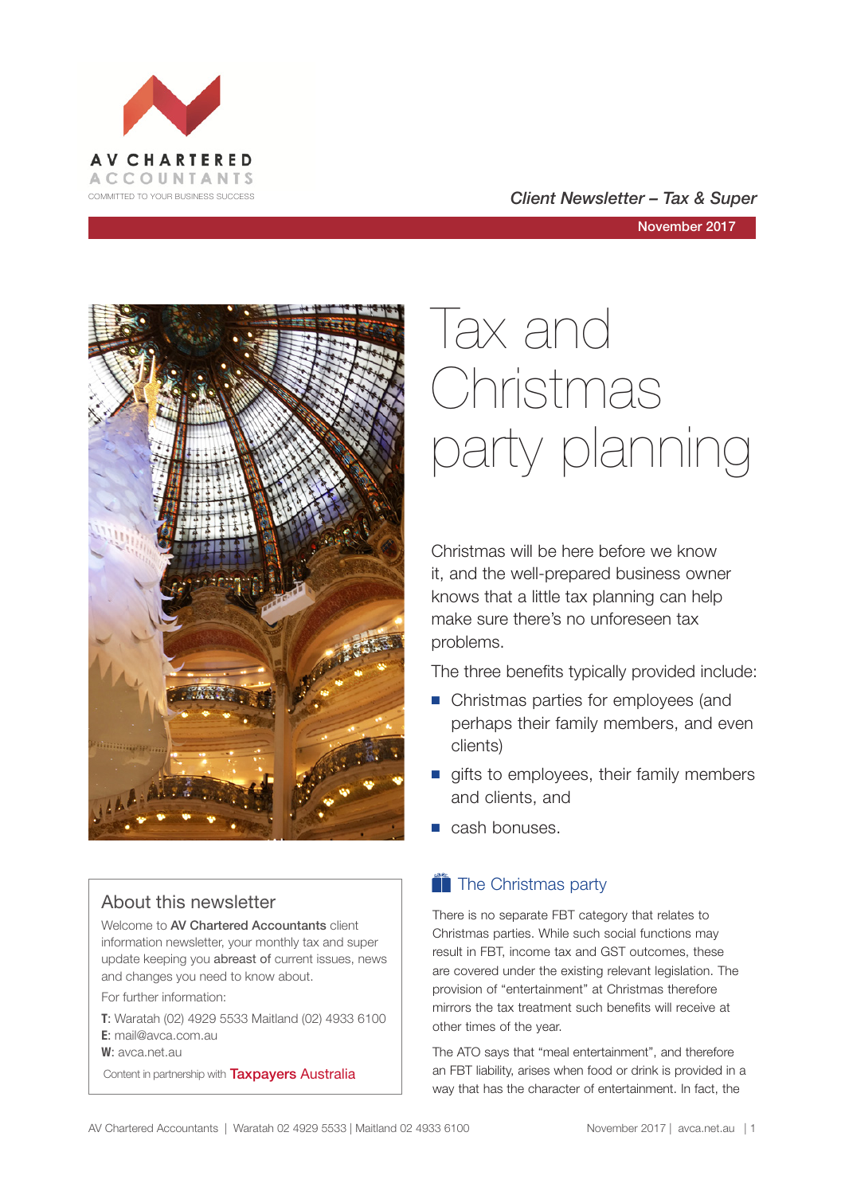AV CHARTERED ACCOUNTANTS
COMMITTED TO YOUR BUSINESS SUCCESS

*Client Newsletter – Tax & Super*

November 2017

# Tax and Christmas party planning

Christmas will be here before we know it, and the well-prepared business owner knows that a little tax planning can help make sure there's no unforeseen tax problems.

The three benefits typically provided include:

- Christmas parties for employees (and perhaps their family members, and even clients)
- gifts to employees, their family members and clients, and
- cash bonuses.

## The Christmas party

There is no separate FBT category that relates to Christmas parties. While such social functions may result in FBT, income tax and GST outcomes, these are covered under the existing relevant legislation. The provision of "entertainment" at Christmas therefore mirrors the tax treatment such benefits will receive at other times of the year.

The ATO says that "meal entertainment", and therefore an FBT liability, arises when food or drink is provided in a way that has the character of entertainment. In fact, the

## About this newsletter

Welcome to **AV Chartered Accountants** client information newsletter, your monthly tax and super update keeping you **abreast of** current issues, news and changes you need to know about.

For further information:

**T**: Waratah (02) 4929 5533 Maitland (02) 4933 6100
**E**: mail@avca.com.au
**W**: avca.net.au

Content in partnership with Taxpayers Australia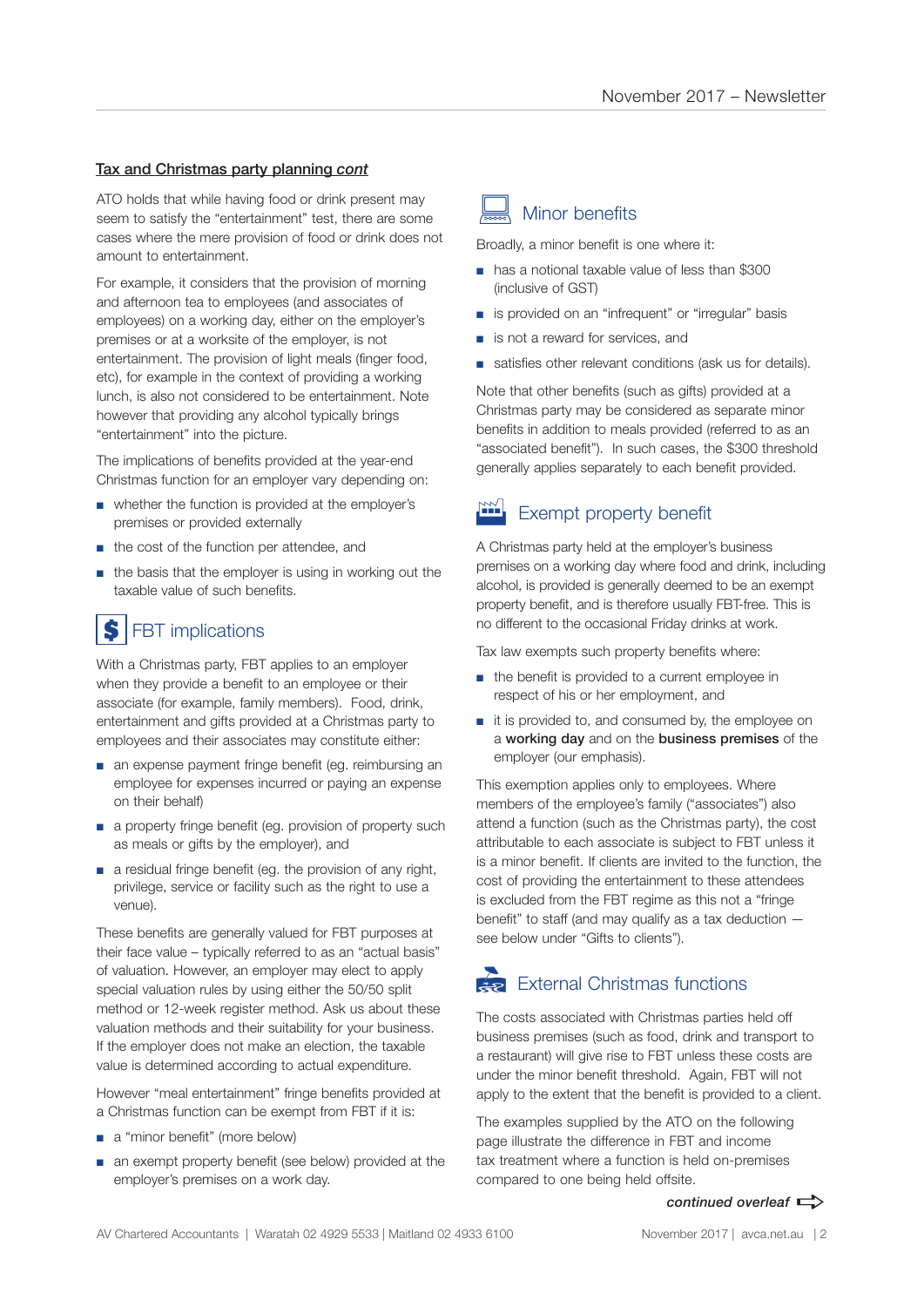## Tax and Christmas party planning *cont*

ATO holds that while having food or drink present may seem to satisfy the "entertainment" test, there are some cases where the mere provision of food or drink does not amount to entertainment.

For example, it considers that the provision of morning and afternoon tea to employees (and associates of employees) on a working day, either on the employer's premises or at a worksite of the employer, is not entertainment. The provision of light meals (finger food, etc), for example in the context of providing a working lunch, is also not considered to be entertainment. Note however that providing any alcohol typically brings "entertainment" into the picture.

The implications of benefits provided at the year-end Christmas function for an employer vary depending on:

- whether the function is provided at the employer's premises or provided externally
- the cost of the function per attendee, and
- the basis that the employer is using in working out the taxable value of such benefits.

### FBT implications

With a Christmas party, FBT applies to an employer when they provide a benefit to an employee or their associate (for example, family members). Food, drink, entertainment and gifts provided at a Christmas party to employees and their associates may constitute either:

- an expense payment fringe benefit (eg. reimbursing an employee for expenses incurred or paying an expense on their behalf)
- a property fringe benefit (eg. provision of property such as meals or gifts by the employer), and
- a residual fringe benefit (eg. the provision of any right, privilege, service or facility such as the right to use a venue).

These benefits are generally valued for FBT purposes at their face value – typically referred to as an "actual basis" of valuation. However, an employer may elect to apply special valuation rules by using either the 50/50 split method or 12-week register method. Ask us about these valuation methods and their suitability for your business. If the employer does not make an election, the taxable value is determined according to actual expenditure.

However "meal entertainment" fringe benefits provided at a Christmas function can be exempt from FBT if it is:

- a "minor benefit" (more below)
- an exempt property benefit (see below) provided at the employer's premises on a work day.

### Minor benefits

Broadly, a minor benefit is one where it:

- has a notional taxable value of less than $300 (inclusive of GST)
- is provided on an "infrequent" or "irregular" basis
- is not a reward for services, and
- satisfies other relevant conditions (ask us for details).

Note that other benefits (such as gifts) provided at a Christmas party may be considered as separate minor benefits in addition to meals provided (referred to as an "associated benefit"). In such cases, the $300 threshold generally applies separately to each benefit provided.

### Exempt property benefit

A Christmas party held at the employer's business premises on a working day where food and drink, including alcohol, is provided is generally deemed to be an exempt property benefit, and is therefore usually FBT-free. This is no different to the occasional Friday drinks at work.

Tax law exempts such property benefits where:

- the benefit is provided to a current employee in respect of his or her employment, and
- it is provided to, and consumed by, the employee on a **working day** and on the **business premises** of the employer (our emphasis).

This exemption applies only to employees. Where members of the employee's family ("associates") also attend a function (such as the Christmas party), the cost attributable to each associate is subject to FBT unless it is a minor benefit. If clients are invited to the function, the cost of providing the entertainment to these attendees is excluded from the FBT regime as this not a "fringe benefit" to staff (and may qualify as a tax deduction — see below under "Gifts to clients").

### External Christmas functions

The costs associated with Christmas parties held off business premises (such as food, drink and transport to a restaurant) will give rise to FBT unless these costs are under the minor benefit threshold. Again, FBT will not apply to the extent that the benefit is provided to a client.

The examples supplied by the ATO on the following page illustrate the difference in FBT and income tax treatment where a function is held on-premises compared to one being held offsite.

***continued overleaf***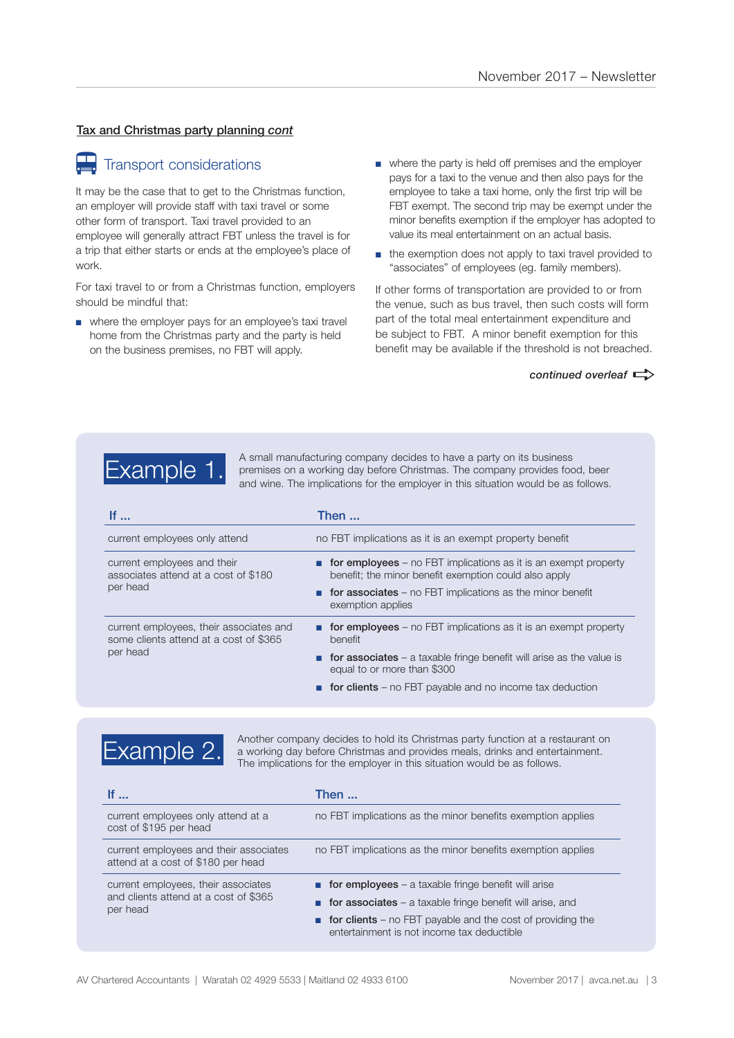**Tax and Christmas party planning *cont***

## Transport considerations

It may be the case that to get to the Christmas function, an employer will provide staff with taxi travel or some other form of transport. Taxi travel provided to an employee will generally attract FBT unless the travel is for a trip that either starts or ends at the employee's place of work.

For taxi travel to or from a Christmas function, employers should be mindful that:

- where the employer pays for an employee's taxi travel home from the Christmas party and the party is held on the business premises, no FBT will apply.
- where the party is held off premises and the employer pays for a taxi to the venue and then also pays for the employee to take a taxi home, only the first trip will be FBT exempt. The second trip may be exempt under the minor benefits exemption if the employer has adopted to value its meal entertainment on an actual basis.
- the exemption does not apply to taxi travel provided to "associates" of employees (eg. family members).

If other forms of transportation are provided to or from the venue, such as bus travel, then such costs will form part of the total meal entertainment expenditure and be subject to FBT. A minor benefit exemption for this benefit may be available if the threshold is not breached.

*continued overleaf*

## Example 1.

A small manufacturing company decides to have a party on its business premises on a working day before Christmas. The company provides food, beer and wine. The implications for the employer in this situation would be as follows.

| If ... | Then ... |
|---|---|
| current employees only attend | no FBT implications as it is an exempt property benefit |
| current employees and their associates attend at a cost of $180 per head | ■ **for employees** – no FBT implications as it is an exempt property benefit; the minor benefit exemption could also apply<br>■ **for associates** – no FBT implications as the minor benefit exemption applies |
| current employees, their associates and some clients attend at a cost of $365 per head | ■ **for employees** – no FBT implications as it is an exempt property benefit<br>■ **for associates** – a taxable fringe benefit will arise as the value is equal to or more than $300<br>■ **for clients** – no FBT payable and no income tax deduction |

## Example 2.

Another company decides to hold its Christmas party function at a restaurant on a working day before Christmas and provides meals, drinks and entertainment. The implications for the employer in this situation would be as follows.

| If ... | Then ... |
|---|---|
| current employees only attend at a cost of $195 per head | no FBT implications as the minor benefits exemption applies |
| current employees and their associates attend at a cost of $180 per head | no FBT implications as the minor benefits exemption applies |
| current employees, their associates and clients attend at a cost of $365 per head | ■ **for employees** – a taxable fringe benefit will arise<br>■ **for associates** – a taxable fringe benefit will arise, and<br>■ **for clients** – no FBT payable and the cost of providing the entertainment is not income tax deductible |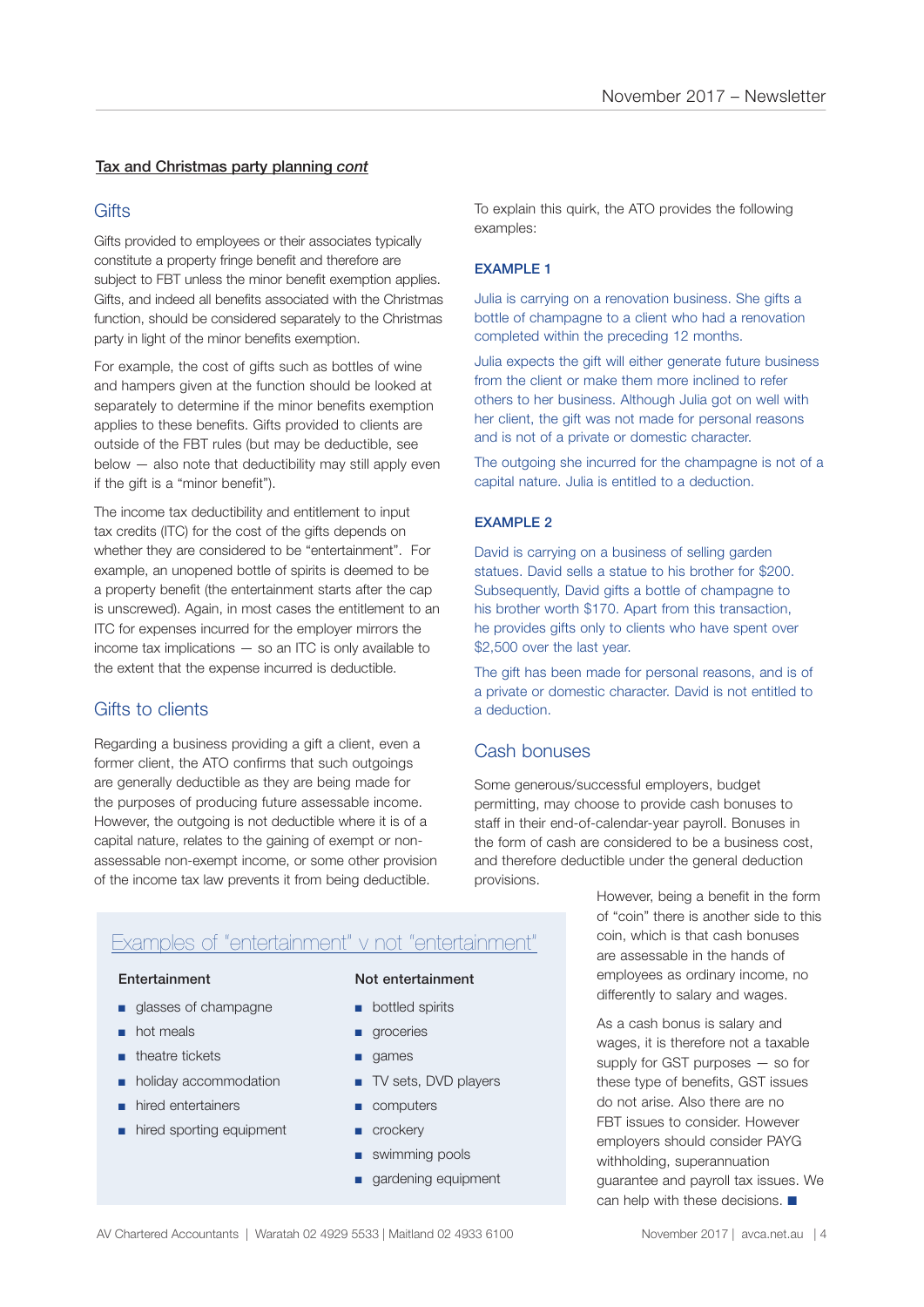**Tax and Christmas party planning *cont***

## Gifts

Gifts provided to employees or their associates typically constitute a property fringe benefit and therefore are subject to FBT unless the minor benefit exemption applies. Gifts, and indeed all benefits associated with the Christmas function, should be considered separately to the Christmas party in light of the minor benefits exemption.

For example, the cost of gifts such as bottles of wine and hampers given at the function should be looked at separately to determine if the minor benefits exemption applies to these benefits. Gifts provided to clients are outside of the FBT rules (but may be deductible, see below — also note that deductibility may still apply even if the gift is a "minor benefit").

The income tax deductibility and entitlement to input tax credits (ITC) for the cost of the gifts depends on whether they are considered to be "entertainment". For example, an unopened bottle of spirits is deemed to be a property benefit (the entertainment starts after the cap is unscrewed). Again, in most cases the entitlement to an ITC for expenses incurred for the employer mirrors the income tax implications — so an ITC is only available to the extent that the expense incurred is deductible.

## Gifts to clients

Regarding a business providing a gift a client, even a former client, the ATO confirms that such outgoings are generally deductible as they are being made for the purposes of producing future assessable income. However, the outgoing is not deductible where it is of a capital nature, relates to the gaining of exempt or non-assessable non-exempt income, or some other provision of the income tax law prevents it from being deductible.

### Examples of "entertainment" v not "entertainment"

| Entertainment | Not entertainment |
|---|---|
| glasses of champagne | bottled spirits |
| hot meals | groceries |
| theatre tickets | games |
| holiday accommodation | TV sets, DVD players |
| hired entertainers | computers |
| hired sporting equipment | crockery |
| | swimming pools |
| | gardening equipment |

To explain this quirk, the ATO provides the following examples:

**EXAMPLE 1**

Julia is carrying on a renovation business. She gifts a bottle of champagne to a client who had a renovation completed within the preceding 12 months.

Julia expects the gift will either generate future business from the client or make them more inclined to refer others to her business. Although Julia got on well with her client, the gift was not made for personal reasons and is not of a private or domestic character.

The outgoing she incurred for the champagne is not of a capital nature. Julia is entitled to a deduction.

**EXAMPLE 2**

David is carrying on a business of selling garden statues. David sells a statue to his brother for $200. Subsequently, David gifts a bottle of champagne to his brother worth $170. Apart from this transaction, he provides gifts only to clients who have spent over $2,500 over the last year.

The gift has been made for personal reasons, and is of a private or domestic character. David is not entitled to a deduction.

## Cash bonuses

Some generous/successful employers, budget permitting, may choose to provide cash bonuses to staff in their end-of-calendar-year payroll. Bonuses in the form of cash are considered to be a business cost, and therefore deductible under the general deduction provisions.

However, being a benefit in the form of "coin" there is another side to this coin, which is that cash bonuses are assessable in the hands of employees as ordinary income, no differently to salary and wages.

As a cash bonus is salary and wages, it is therefore not a taxable supply for GST purposes — so for these type of benefits, GST issues do not arise. Also there are no FBT issues to consider. However employers should consider PAYG withholding, superannuation guarantee and payroll tax issues. We can help with these decisions. ■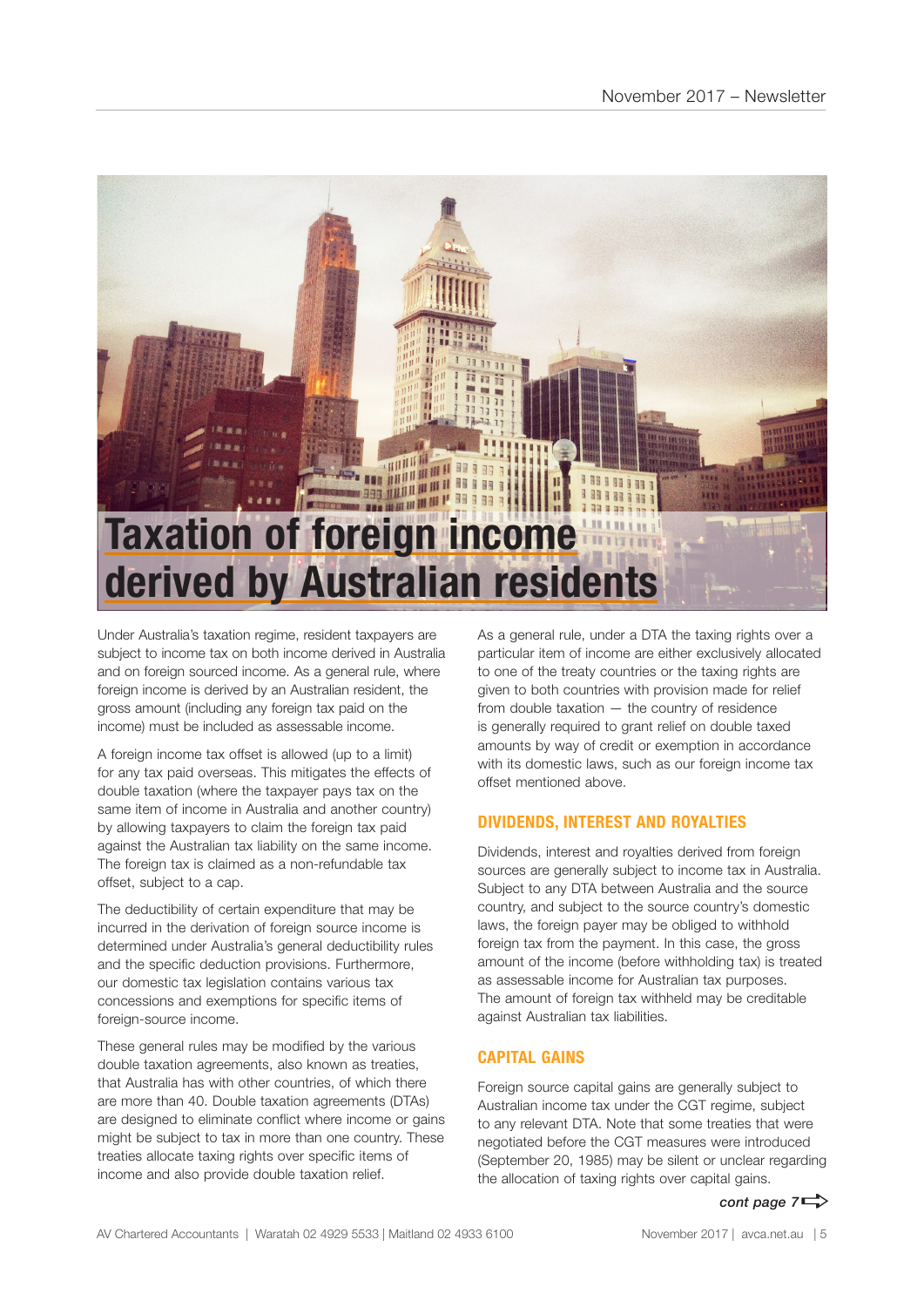# Taxation of foreign income derived by Australian residents

Under Australia's taxation regime, resident taxpayers are subject to income tax on both income derived in Australia and on foreign sourced income. As a general rule, where foreign income is derived by an Australian resident, the gross amount (including any foreign tax paid on the income) must be included as assessable income.

A foreign income tax offset is allowed (up to a limit) for any tax paid overseas. This mitigates the effects of double taxation (where the taxpayer pays tax on the same item of income in Australia and another country) by allowing taxpayers to claim the foreign tax paid against the Australian tax liability on the same income. The foreign tax is claimed as a non-refundable tax offset, subject to a cap.

The deductibility of certain expenditure that may be incurred in the derivation of foreign source income is determined under Australia's general deductibility rules and the specific deduction provisions. Furthermore, our domestic tax legislation contains various tax concessions and exemptions for specific items of foreign-source income.

These general rules may be modified by the various double taxation agreements, also known as treaties, that Australia has with other countries, of which there are more than 40. Double taxation agreements (DTAs) are designed to eliminate conflict where income or gains might be subject to tax in more than one country. These treaties allocate taxing rights over specific items of income and also provide double taxation relief.

As a general rule, under a DTA the taxing rights over a particular item of income are either exclusively allocated to one of the treaty countries or the taxing rights are given to both countries with provision made for relief from double taxation — the country of residence is generally required to grant relief on double taxed amounts by way of credit or exemption in accordance with its domestic laws, such as our foreign income tax offset mentioned above.

## DIVIDENDS, INTEREST AND ROYALTIES

Dividends, interest and royalties derived from foreign sources are generally subject to income tax in Australia. Subject to any DTA between Australia and the source country, and subject to the source country's domestic laws, the foreign payer may be obliged to withhold foreign tax from the payment. In this case, the gross amount of the income (before withholding tax) is treated as assessable income for Australian tax purposes. The amount of foreign tax withheld may be creditable against Australian tax liabilities.

## CAPITAL GAINS

Foreign source capital gains are generally subject to Australian income tax under the CGT regime, subject to any relevant DTA. Note that some treaties that were negotiated before the CGT measures were introduced (September 20, 1985) may be silent or unclear regarding the allocation of taxing rights over capital gains.

*cont page 7*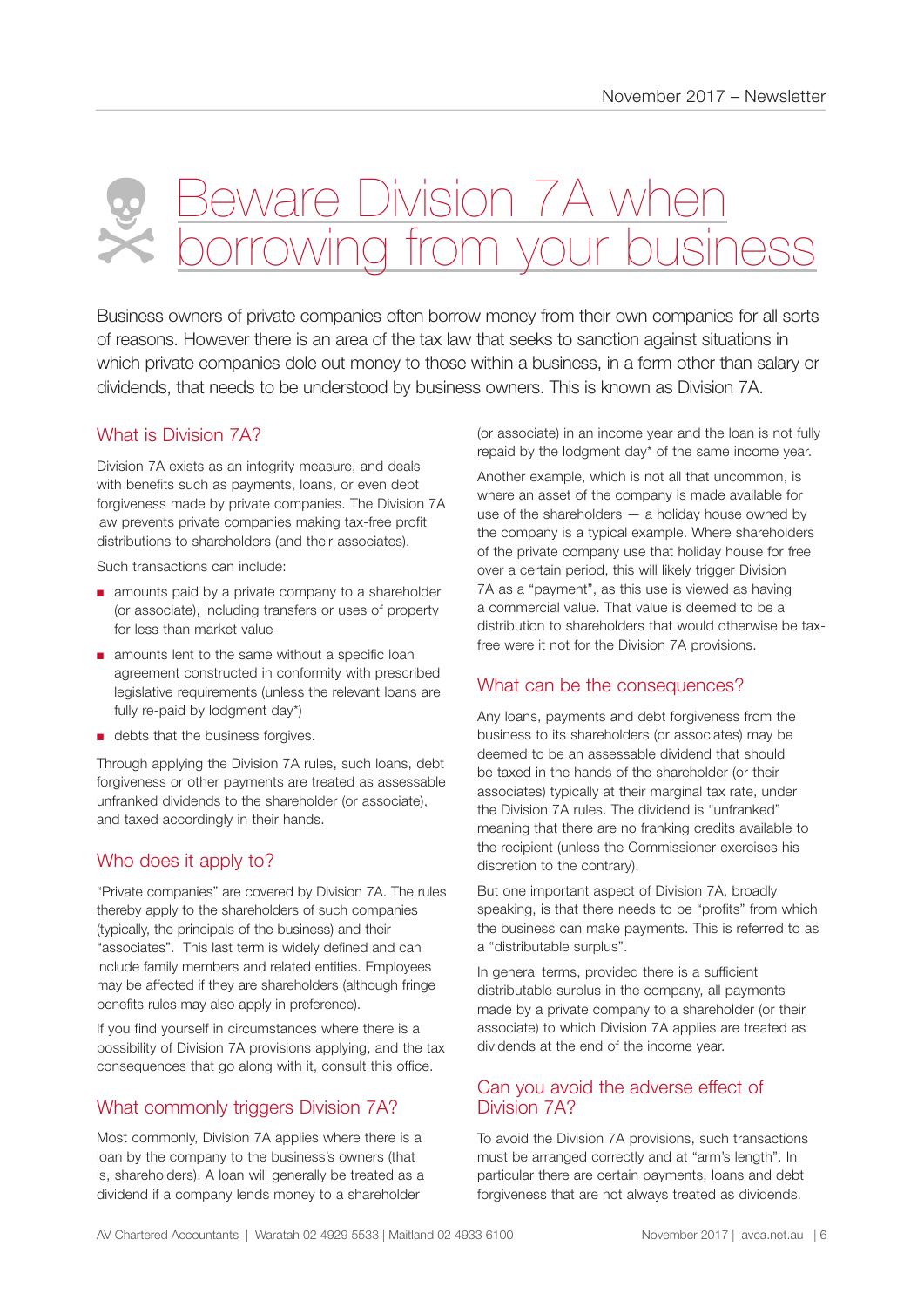# Beware Division 7A when borrowing from your business

Business owners of private companies often borrow money from their own companies for all sorts of reasons. However there is an area of the tax law that seeks to sanction against situations in which private companies dole out money to those within a business, in a form other than salary or dividends, that needs to be understood by business owners. This is known as Division 7A.

## What is Division 7A?

Division 7A exists as an integrity measure, and deals with benefits such as payments, loans, or even debt forgiveness made by private companies. The Division 7A law prevents private companies making tax-free profit distributions to shareholders (and their associates).

Such transactions can include:

- amounts paid by a private company to a shareholder (or associate), including transfers or uses of property for less than market value
- amounts lent to the same without a specific loan agreement constructed in conformity with prescribed legislative requirements (unless the relevant loans are fully re-paid by lodgment day*)
- debts that the business forgives.

Through applying the Division 7A rules, such loans, debt forgiveness or other payments are treated as assessable unfranked dividends to the shareholder (or associate), and taxed accordingly in their hands.

## Who does it apply to?

"Private companies" are covered by Division 7A. The rules thereby apply to the shareholders of such companies (typically, the principals of the business) and their "associates". This last term is widely defined and can include family members and related entities. Employees may be affected if they are shareholders (although fringe benefits rules may also apply in preference).

If you find yourself in circumstances where there is a possibility of Division 7A provisions applying, and the tax consequences that go along with it, consult this office.

## What commonly triggers Division 7A?

Most commonly, Division 7A applies where there is a loan by the company to the business's owners (that is, shareholders). A loan will generally be treated as a dividend if a company lends money to a shareholder (or associate) in an income year and the loan is not fully repaid by the lodgment day* of the same income year.

Another example, which is not all that uncommon, is where an asset of the company is made available for use of the shareholders — a holiday house owned by the company is a typical example. Where shareholders of the private company use that holiday house for free over a certain period, this will likely trigger Division 7A as a "payment", as this use is viewed as having a commercial value. That value is deemed to be a distribution to shareholders that would otherwise be tax-free were it not for the Division 7A provisions.

## What can be the consequences?

Any loans, payments and debt forgiveness from the business to its shareholders (or associates) may be deemed to be an assessable dividend that should be taxed in the hands of the shareholder (or their associates) typically at their marginal tax rate, under the Division 7A rules. The dividend is "unfranked" meaning that there are no franking credits available to the recipient (unless the Commissioner exercises his discretion to the contrary).

But one important aspect of Division 7A, broadly speaking, is that there needs to be "profits" from which the business can make payments. This is referred to as a "distributable surplus".

In general terms, provided there is a sufficient distributable surplus in the company, all payments made by a private company to a shareholder (or their associate) to which Division 7A applies are treated as dividends at the end of the income year.

## Can you avoid the adverse effect of Division 7A?

To avoid the Division 7A provisions, such transactions must be arranged correctly and at "arm's length". In particular there are certain payments, loans and debt forgiveness that are not always treated as dividends.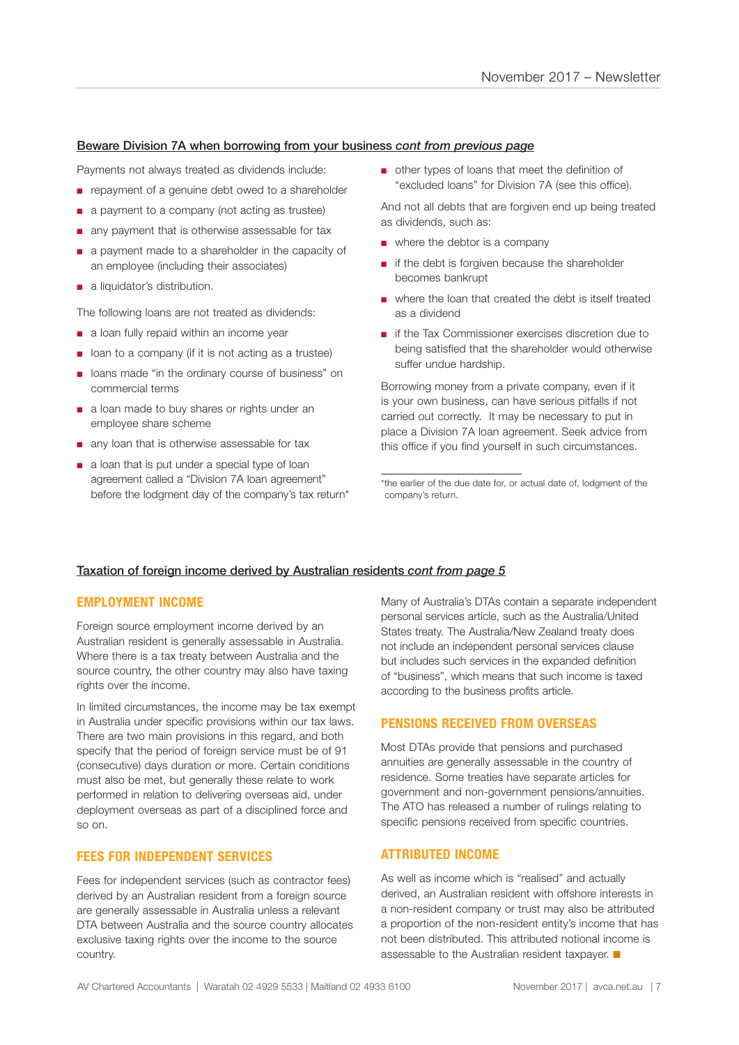## Beware Division 7A when borrowing from your business *cont from previous page*

Payments not always treated as dividends include:

- repayment of a genuine debt owed to a shareholder
- a payment to a company (not acting as trustee)
- any payment that is otherwise assessable for tax
- a payment made to a shareholder in the capacity of an employee (including their associates)
- a liquidator's distribution.

The following loans are not treated as dividends:

- a loan fully repaid within an income year
- loan to a company (if it is not acting as a trustee)
- loans made "in the ordinary course of business" on commercial terms
- a loan made to buy shares or rights under an employee share scheme
- any loan that is otherwise assessable for tax
- a loan that is put under a special type of loan agreement called a "Division 7A loan agreement" before the lodgment day of the company's tax return*
- other types of loans that meet the definition of "excluded loans" for Division 7A (see this office).

And not all debts that are forgiven end up being treated as dividends, such as:

- where the debtor is a company
- if the debt is forgiven because the shareholder becomes bankrupt
- where the loan that created the debt is itself treated as a dividend
- if the Tax Commissioner exercises discretion due to being satisfied that the shareholder would otherwise suffer undue hardship.

Borrowing money from a private company, even if it is your own business, can have serious pitfalls if not carried out correctly. It may be necessary to put in place a Division 7A loan agreement. Seek advice from this office if you find yourself in such circumstances.

*the earlier of the due date for, or actual date of, lodgment of the company's return.

## Taxation of foreign income derived by Australian residents *cont from page 5*

### EMPLOYMENT INCOME

Foreign source employment income derived by an Australian resident is generally assessable in Australia. Where there is a tax treaty between Australia and the source country, the other country may also have taxing rights over the income.

In limited circumstances, the income may be tax exempt in Australia under specific provisions within our tax laws. There are two main provisions in this regard, and both specify that the period of foreign service must be of 91 (consecutive) days duration or more. Certain conditions must also be met, but generally these relate to work performed in relation to delivering overseas aid, under deployment overseas as part of a disciplined force and so on.

### FEES FOR INDEPENDENT SERVICES

Fees for independent services (such as contractor fees) derived by an Australian resident from a foreign source are generally assessable in Australia unless a relevant DTA between Australia and the source country allocates exclusive taxing rights over the income to the source country.

Many of Australia's DTAs contain a separate independent personal services article, such as the Australia/United States treaty. The Australia/New Zealand treaty does not include an independent personal services clause but includes such services in the expanded definition of "business", which means that such income is taxed according to the business profits article.

### PENSIONS RECEIVED FROM OVERSEAS

Most DTAs provide that pensions and purchased annuities are generally assessable in the country of residence. Some treaties have separate articles for government and non-government pensions/annuities. The ATO has released a number of rulings relating to specific pensions received from specific countries.

### ATTRIBUTED INCOME

As well as income which is "realised" and actually derived, an Australian resident with offshore interests in a non-resident company or trust may also be attributed a proportion of the non-resident entity's income that has not been distributed. This attributed notional income is assessable to the Australian resident taxpayer. ■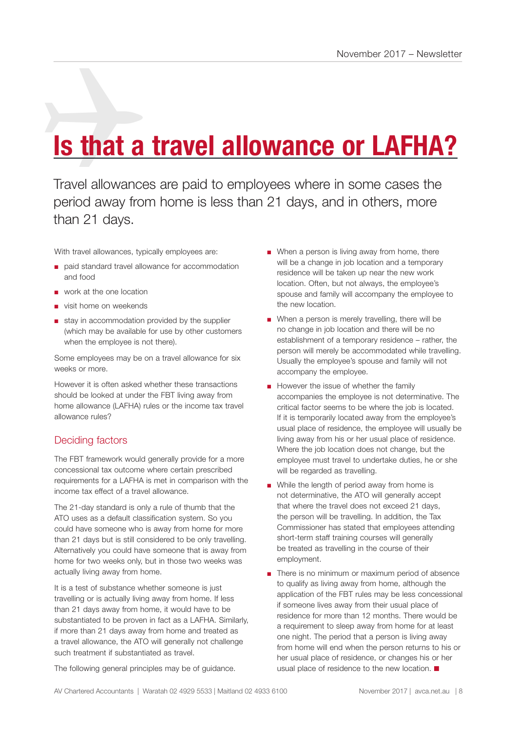# Is that a travel allowance or LAFHA?

Travel allowances are paid to employees where in some cases the period away from home is less than 21 days, and in others, more than 21 days.

With travel allowances, typically employees are:

- paid standard travel allowance for accommodation and food
- work at the one location
- visit home on weekends
- stay in accommodation provided by the supplier (which may be available for use by other customers when the employee is not there).

Some employees may be on a travel allowance for six weeks or more.

However it is often asked whether these transactions should be looked at under the FBT living away from home allowance (LAFHA) rules or the income tax travel allowance rules?

## Deciding factors

The FBT framework would generally provide for a more concessional tax outcome where certain prescribed requirements for a LAFHA is met in comparison with the income tax effect of a travel allowance.

The 21-day standard is only a rule of thumb that the ATO uses as a default classification system. So you could have someone who is away from home for more than 21 days but is still considered to be only travelling. Alternatively you could have someone that is away from home for two weeks only, but in those two weeks was actually living away from home.

It is a test of substance whether someone is just travelling or is actually living away from home. If less than 21 days away from home, it would have to be substantiated to be proven in fact as a LAFHA. Similarly, if more than 21 days away from home and treated as a travel allowance, the ATO will generally not challenge such treatment if substantiated as travel.

The following general principles may be of guidance.

- When a person is living away from home, there will be a change in job location and a temporary residence will be taken up near the new work location. Often, but not always, the employee's spouse and family will accompany the employee to the new location.
- When a person is merely travelling, there will be no change in job location and there will be no establishment of a temporary residence – rather, the person will merely be accommodated while travelling. Usually the employee's spouse and family will not accompany the employee.
- However the issue of whether the family accompanies the employee is not determinative. The critical factor seems to be where the job is located. If it is temporarily located away from the employee's usual place of residence, the employee will usually be living away from his or her usual place of residence. Where the job location does not change, but the employee must travel to undertake duties, he or she will be regarded as travelling.
- While the length of period away from home is not determinative, the ATO will generally accept that where the travel does not exceed 21 days, the person will be travelling. In addition, the Tax Commissioner has stated that employees attending short-term staff training courses will generally be treated as travelling in the course of their employment.
- There is no minimum or maximum period of absence to qualify as living away from home, although the application of the FBT rules may be less concessional if someone lives away from their usual place of residence for more than 12 months. There would be a requirement to sleep away from home for at least one night. The period that a person is living away from home will end when the person returns to his or her usual place of residence, or changes his or her usual place of residence to the new location. ■